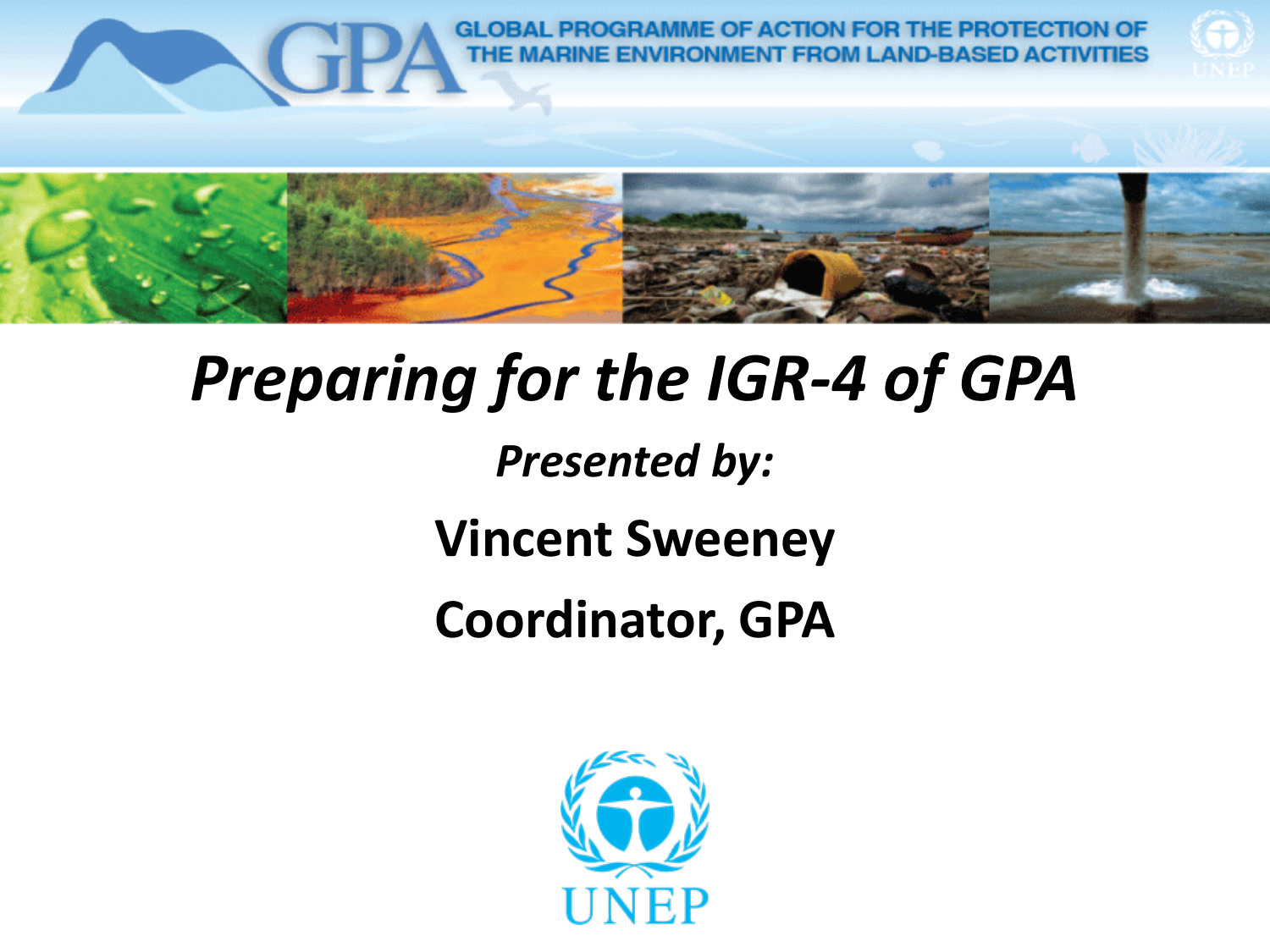GLOBAL PROGRAMME OF ACTION FOR THE PROTECTION OF THE MARINE ENVIRONMENT FROM LAND-BASED ACTIVITIES

# *Preparing for the IGR-4 of GPA*

***Presented by:***

**Vincent Sweeney**

**Coordinator, GPA**

UNEP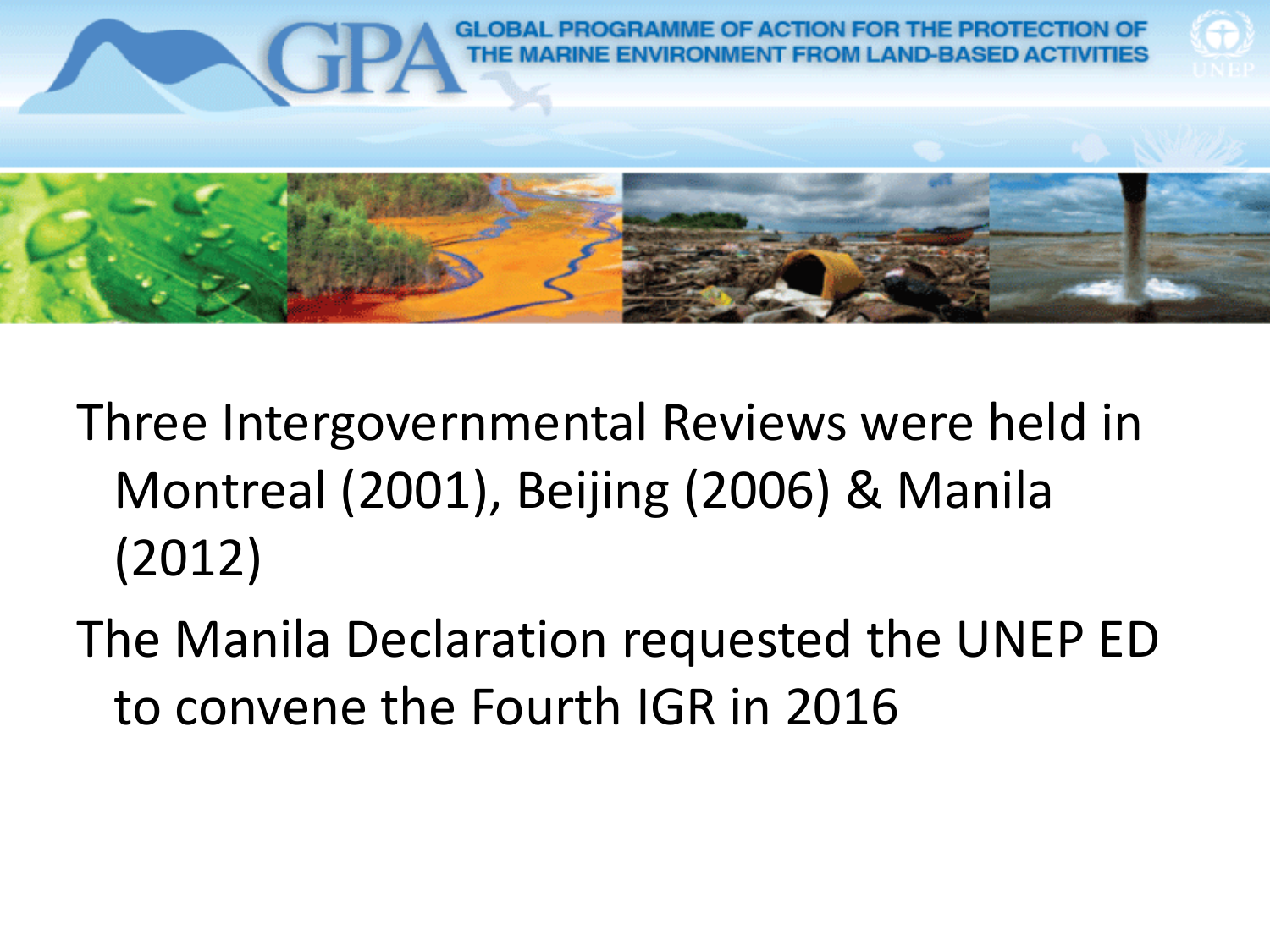GLOBAL PROGRAMME OF ACTION FOR THE PROTECTION OF THE MARINE ENVIRONMENT FROM LAND-BASED ACTIVITIES

Three Intergovernmental Reviews were held in Montreal (2001), Beijing (2006) & Manila (2012)

The Manila Declaration requested the UNEP ED to convene the Fourth IGR in 2016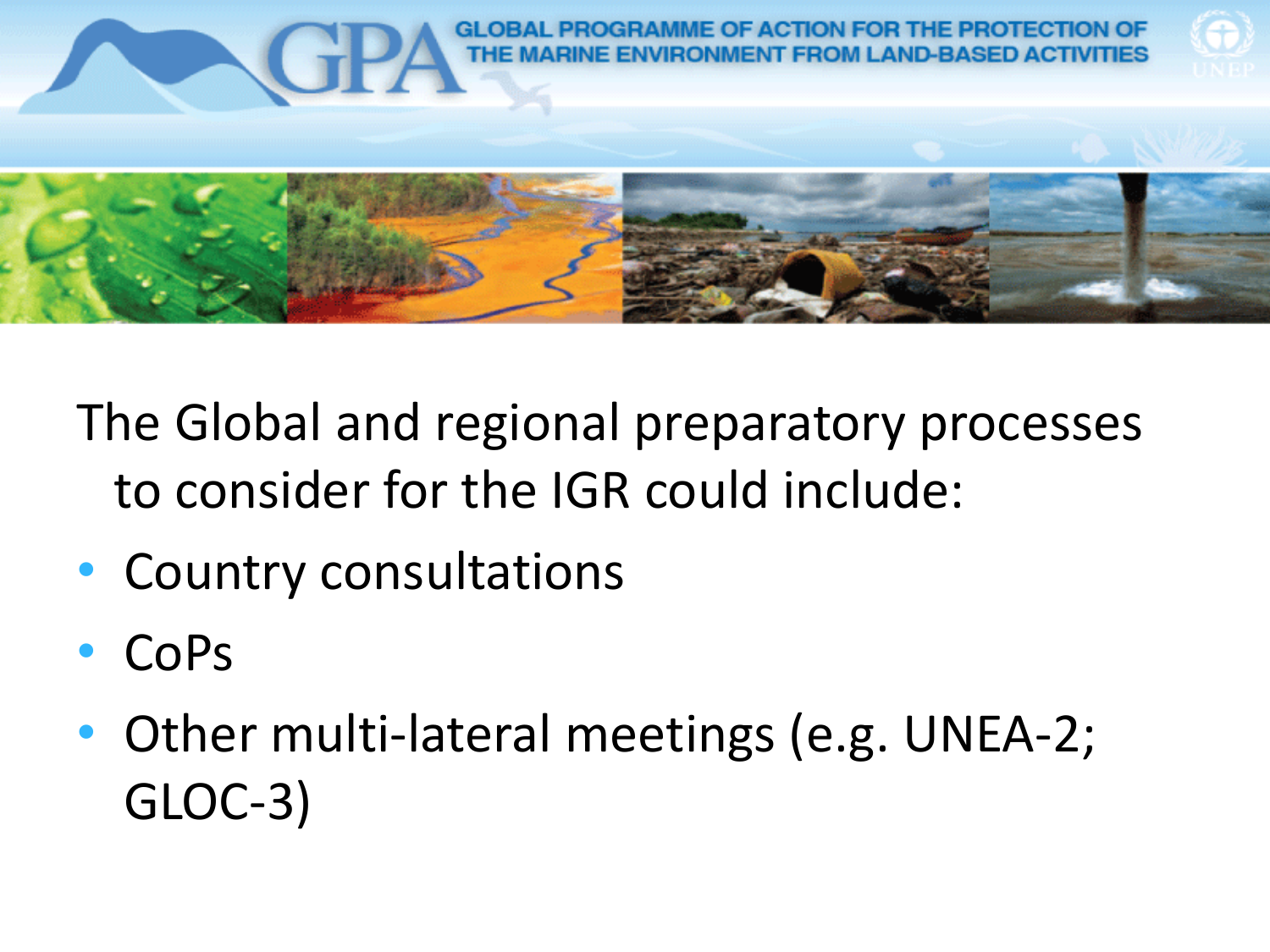The Global and regional preparatory processes to consider for the IGR could include:

- Country consultations
- CoPs
- Other multi-lateral meetings (e.g. UNEA-2; GLOC-3)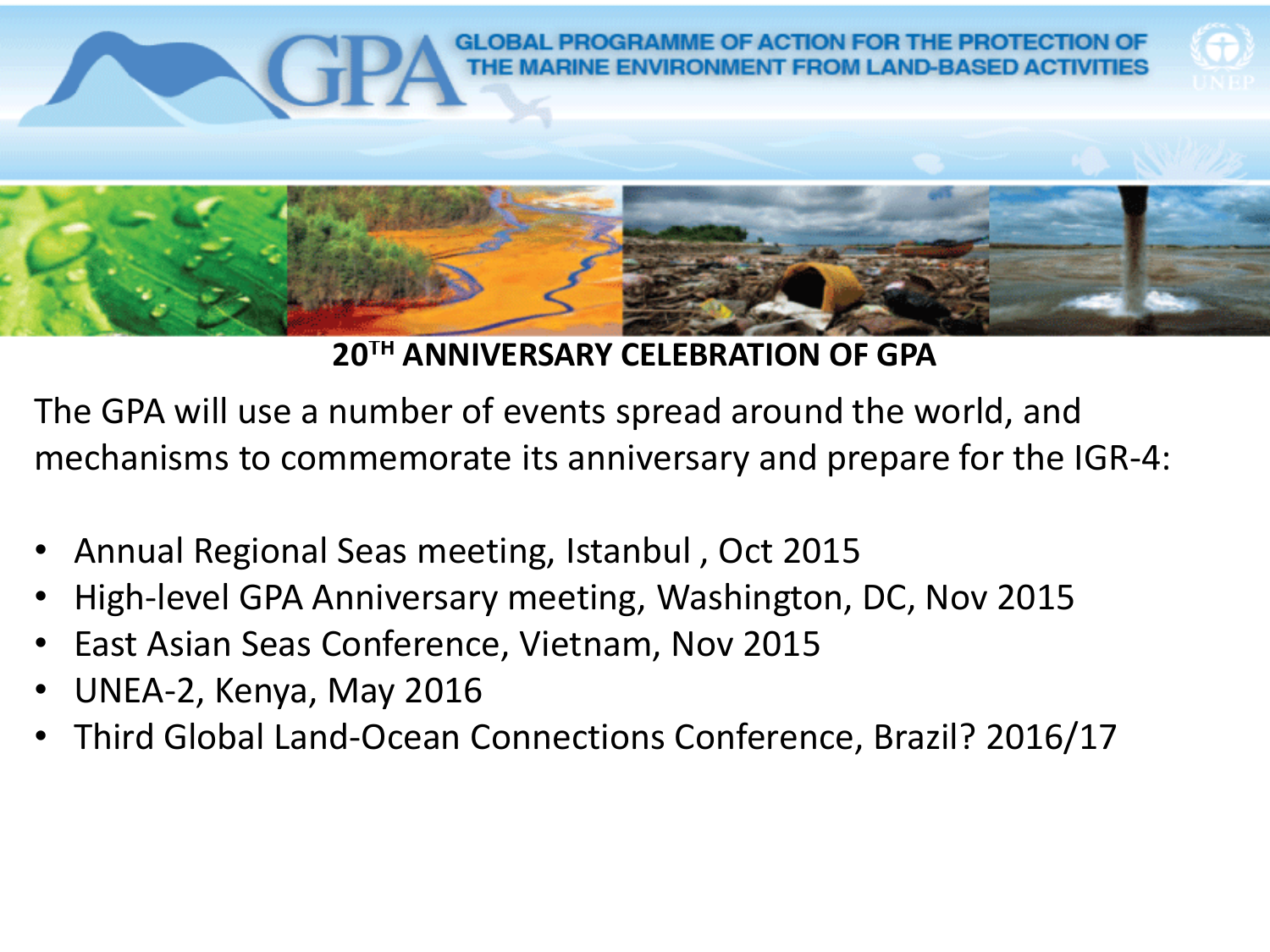GLOBAL PROGRAMME OF ACTION FOR THE PROTECTION OF THE MARINE ENVIRONMENT FROM LAND-BASED ACTIVITIES

## 20TH ANNIVERSARY CELEBRATION OF GPA

The GPA will use a number of events spread around the world, and mechanisms to commemorate its anniversary and prepare for the IGR-4:

- Annual Regional Seas meeting, Istanbul , Oct 2015
- High-level GPA Anniversary meeting, Washington, DC, Nov 2015
- East Asian Seas Conference, Vietnam, Nov 2015
- UNEA-2, Kenya, May 2016
- Third Global Land-Ocean Connections Conference, Brazil? 2016/17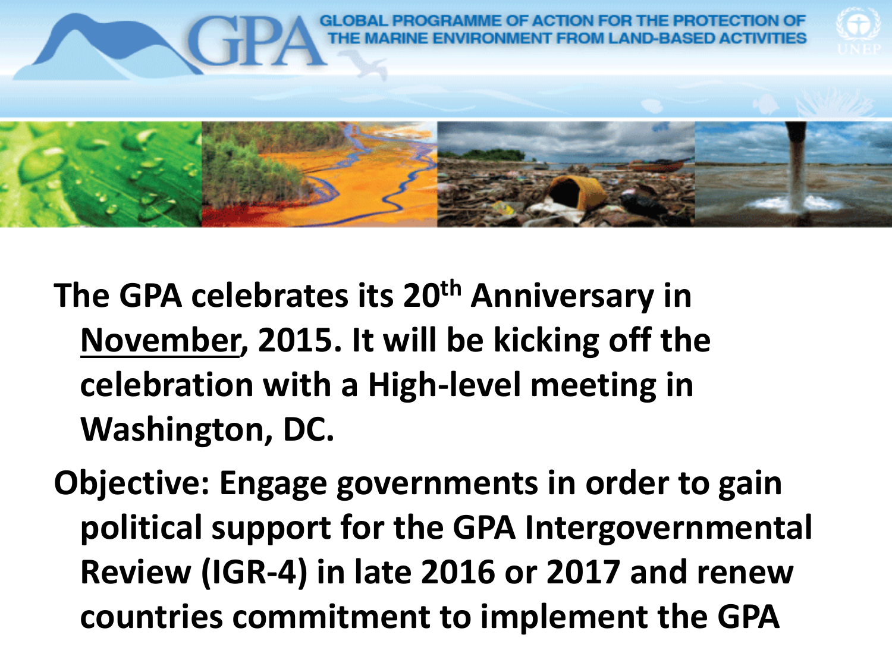GLOBAL PROGRAMME OF ACTION FOR THE PROTECTION OF THE MARINE ENVIRONMENT FROM LAND-BASED ACTIVITIES

**The GPA celebrates its 20th Anniversary in November, 2015. It will be kicking off the celebration with a High-level meeting in Washington, DC.**

**Objective: Engage governments in order to gain political support for the GPA Intergovernmental Review (IGR-4) in late 2016 or 2017 and renew countries commitment to implement the GPA**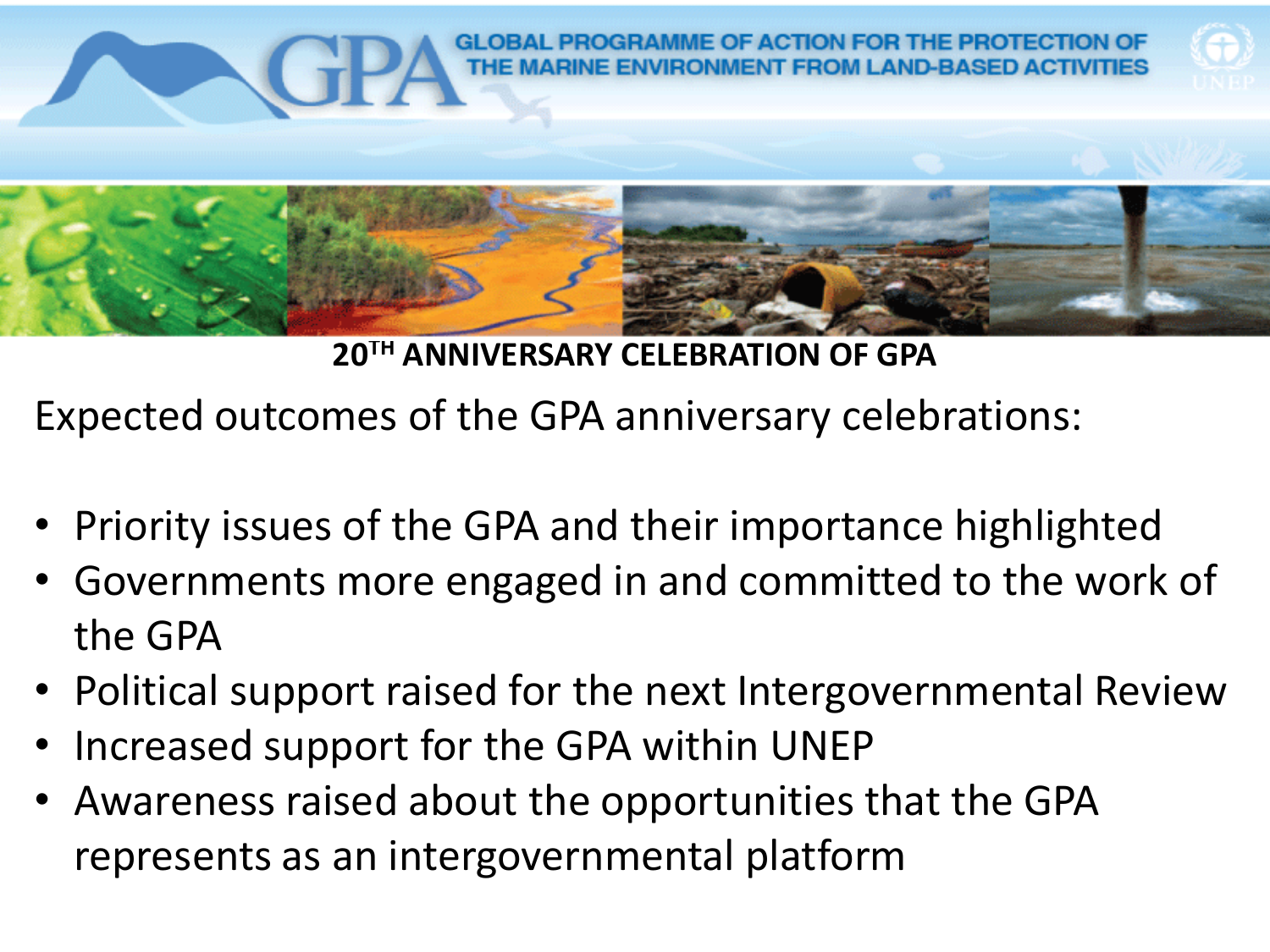GLOBAL PROGRAMME OF ACTION FOR THE PROTECTION OF THE MARINE ENVIRONMENT FROM LAND-BASED ACTIVITIES

**20TH ANNIVERSARY CELEBRATION OF GPA**

Expected outcomes of the GPA anniversary celebrations:

- Priority issues of the GPA and their importance highlighted
- Governments more engaged in and committed to the work of the GPA
- Political support raised for the next Intergovernmental Review
- Increased support for the GPA within UNEP
- Awareness raised about the opportunities that the GPA represents as an intergovernmental platform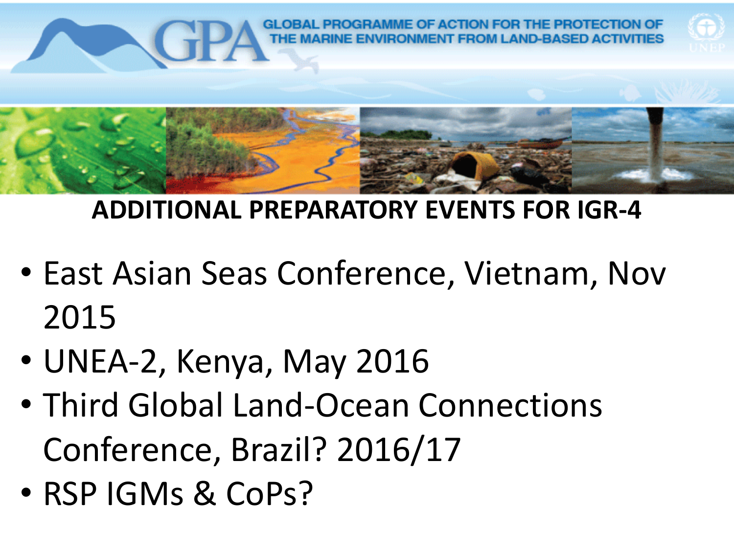GLOBAL PROGRAMME OF ACTION FOR THE PROTECTION OF THE MARINE ENVIRONMENT FROM LAND-BASED ACTIVITIES

## ADDITIONAL PREPARATORY EVENTS FOR IGR-4

- East Asian Seas Conference, Vietnam, Nov 2015
- UNEA-2, Kenya, May 2016
- Third Global Land-Ocean Connections Conference, Brazil? 2016/17
- RSP IGMs & CoPs?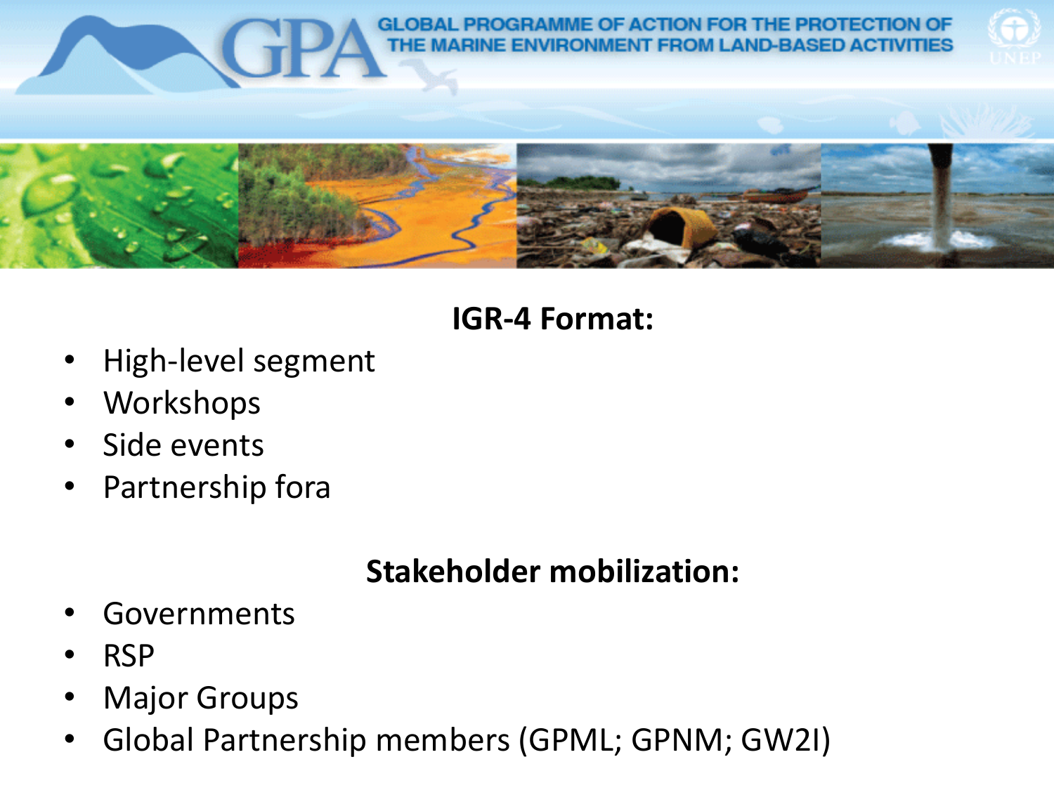## IGR-4 Format:

- High-level segment
- Workshops
- Side events
- Partnership fora

## Stakeholder mobilization:

- Governments
- RSP
- Major Groups
- Global Partnership members (GPML; GPNM; GW2I)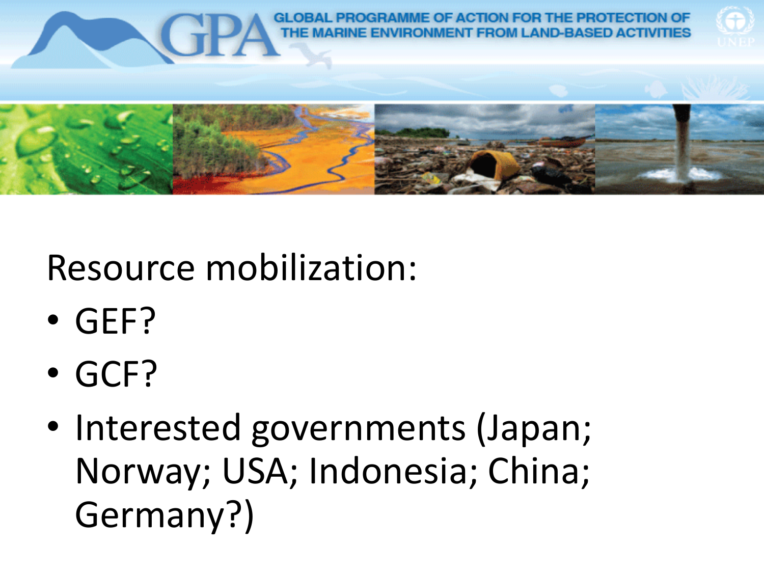GLOBAL PROGRAMME OF ACTION FOR THE PROTECTION OF THE MARINE ENVIRONMENT FROM LAND-BASED ACTIVITIES

Resource mobilization:

- GEF?
- GCF?
- Interested governments (Japan; Norway; USA; Indonesia; China; Germany?)